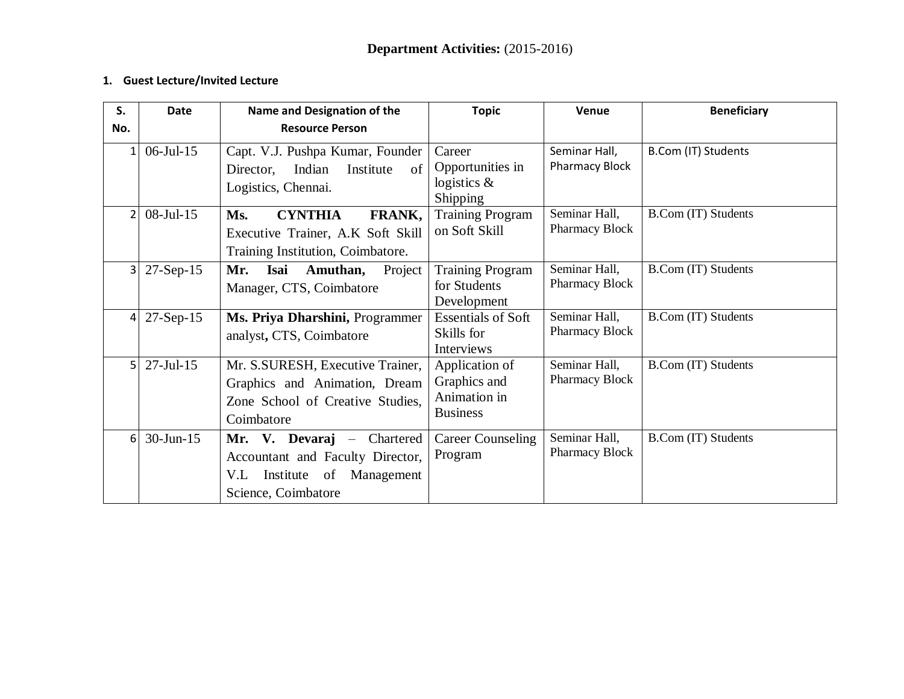**Department Activities:** (2015-2016)

1. **Guest Lecture/Invited Lecture**

| S. No. | Date | Name and Designation of the Resource Person | Topic | Venue | Beneficiary |
|---|---|---|---|---|---|
| 1 | 06-Jul-15 | Capt. V.J. Pushpa Kumar, Founder Director, Indian Institute of Logistics, Chennai. | Career Opportunities in logistics & Shipping | Seminar Hall, Pharmacy Block | B.Com (IT) Students |
| 2 | 08-Jul-15 | **Ms. CYNTHIA FRANK,** Executive Trainer, A.K Soft Skill Training Institution, Coimbatore. | Training Program on Soft Skill | Seminar Hall, Pharmacy Block | B.Com (IT) Students |
| 3 | 27-Sep-15 | **Mr. Isai Amuthan,** Project Manager, CTS, Coimbatore | Training Program for Students Development | Seminar Hall, Pharmacy Block | B.Com (IT) Students |
| 4 | 27-Sep-15 | **Ms. Priya Dharshini,** Programmer analyst**,** CTS, Coimbatore | Essentials of Soft Skills for Interviews | Seminar Hall, Pharmacy Block | B.Com (IT) Students |
| 5 | 27-Jul-15 | Mr. S.SURESH, Executive Trainer, Graphics and Animation, Dream Zone School of Creative Studies, Coimbatore | Application of Graphics and Animation in Business | Seminar Hall, Pharmacy Block | B.Com (IT) Students |
| 6 | 30-Jun-15 | **Mr. V. Devaraj** – Chartered Accountant and Faculty Director, V.L Institute of Management Science, Coimbatore | Career Counseling Program | Seminar Hall, Pharmacy Block | B.Com (IT) Students |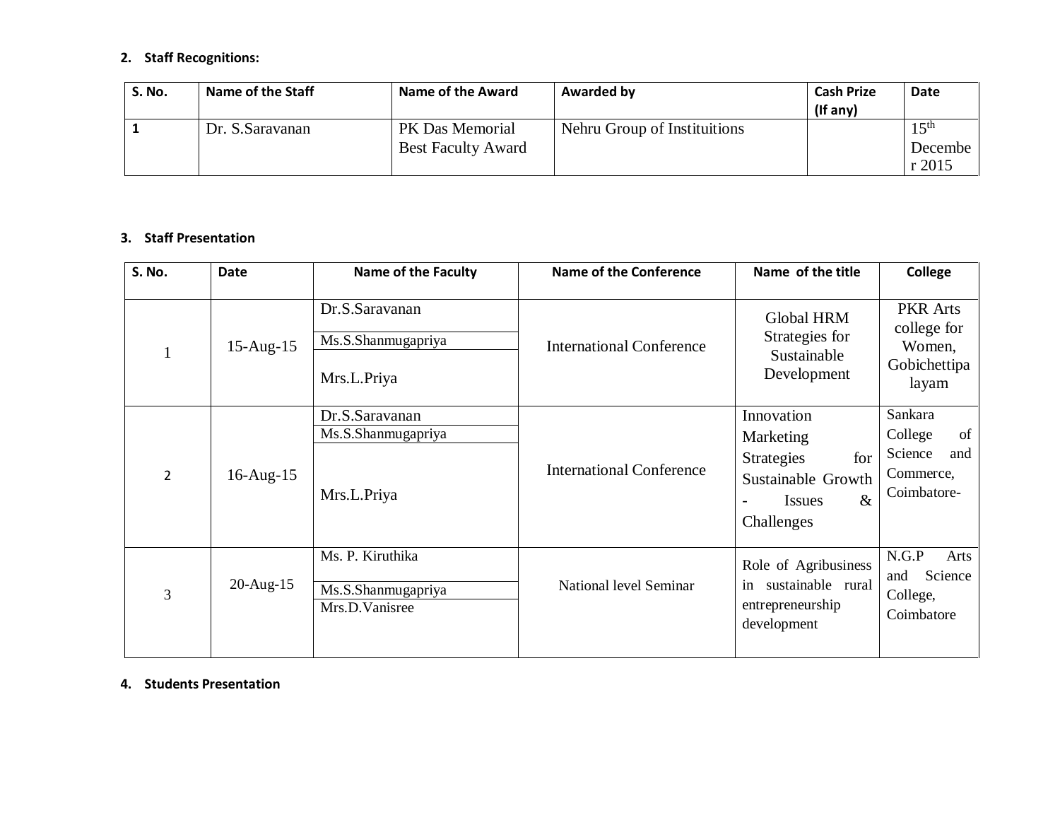## 2. Staff Recognitions:

| S. No. | Name of the Staff | Name of the Award | Awarded by | Cash Prize (If any) | Date |
|---|---|---|---|---|---|
| 1 | Dr. S.Saravanan | PK Das Memorial Best Faculty Award | Nehru Group of Instituitions | | 15th December 2015 |

## 3. Staff Presentation

| S. No. | Date | Name of the Faculty | Name of the Conference | Name of the title | College |
|---|---|---|---|---|---|
| 1 | 15-Aug-15 | Dr.S.Saravanan<br>Ms.S.Shanmugapriya<br>Mrs.L.Priya | International Conference | Global HRM Strategies for Sustainable Development | PKR Arts college for Women, Gobichettipalayam |
| 2 | 16-Aug-15 | Dr.S.Saravanan<br>Ms.S.Shanmugapriya<br>Mrs.L.Priya | International Conference | Innovation Marketing Strategies for Sustainable Growth - Issues & Challenges | Sankara College of Science and Commerce, Coimbatore- |
| 3 | 20-Aug-15 | Ms. P. Kiruthika<br>Ms.S.Shanmugapriya<br>Mrs.D.Vanisree | National level Seminar | Role of Agribusiness in sustainable rural entrepreneurship development | N.G.P Arts and Science College, Coimbatore |

## 4. Students Presentation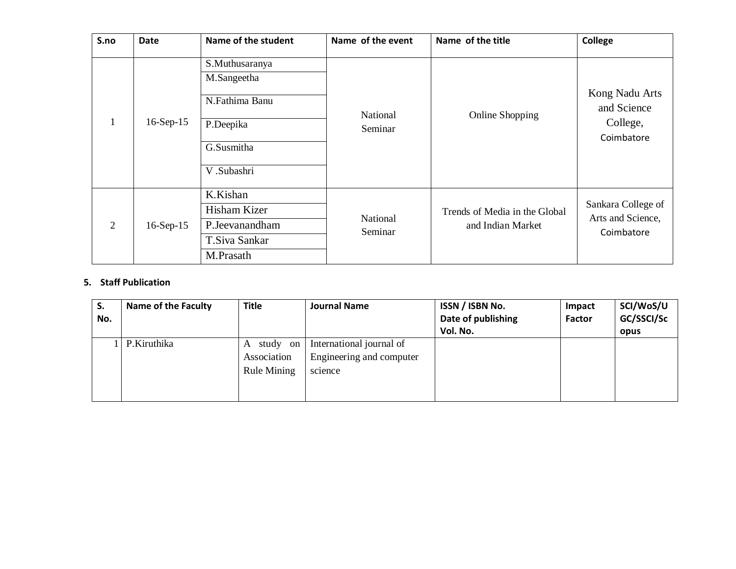| S.no | Date | Name of the student | Name of the event | Name of the title | College |
| --- | --- | --- | --- | --- | --- |
| 1 | 16-Sep-15 | S.Muthusaranya | National Seminar | Online Shopping | Kong Nadu Arts and Science College, Coimbatore |
| | | M.Sangeetha | | | |
| | | N.Fathima Banu | | | |
| | | P.Deepika | | | |
| | | G.Susmitha | | | |
| | | V .Subashri | | | |
| 2 | 16-Sep-15 | K.Kishan | National Seminar | Trends of Media in the Global and Indian Market | Sankara College of Arts and Science, Coimbatore |
| | | Hisham Kizer | | | |
| | | P.Jeevanandham | | | |
| | | T.Siva Sankar | | | |
| | | M.Prasath | | | |

5. **Staff Publication**

| S. No. | Name of the Faculty | Title | Journal Name | ISSN / ISBN No. Date of publishing Vol. No. | Impact Factor | SCI/WoS/UGC/SSCI/Scopus |
| --- | --- | --- | --- | --- | --- | --- |
| 1 | P.Kiruthika | A study on Association Rule Mining | International journal of Engineering and computer science | | | |